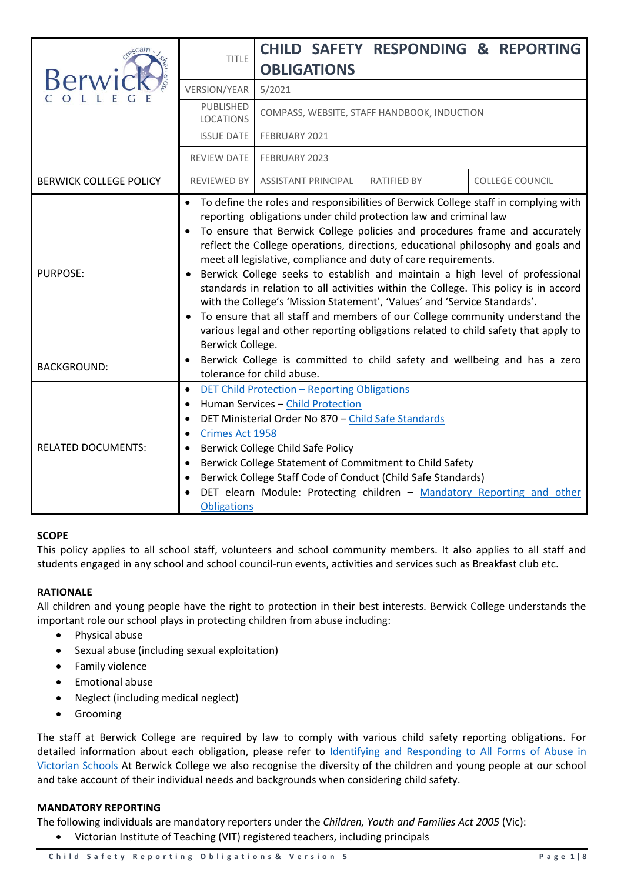| Berwick College | TITLE | CHILD SAFETY RESPONDING & REPORTING OBLIGATIONS | | |
|---|---|---|---|---|
| | VERSION/YEAR | 5/2021 | | |
| | PUBLISHED LOCATIONS | COMPASS, WEBSITE, STAFF HANDBOOK, INDUCTION | | |
| | ISSUE DATE | FEBRUARY 2021 | | |
| | REVIEW DATE | FEBRUARY 2023 | | |
| BERWICK COLLEGE POLICY | REVIEWED BY | ASSISTANT PRINCIPAL | RATIFIED BY | COLLEGE COUNCIL |
| PURPOSE: | • To define the roles and responsibilities of Berwick College staff in complying with reporting obligations under child protection law and criminal law<br>• To ensure that Berwick College policies and procedures frame and accurately reflect the College operations, directions, educational philosophy and goals and meet all legislative, compliance and duty of care requirements.<br>• Berwick College seeks to establish and maintain a high level of professional standards in relation to all activities within the College. This policy is in accord with the College's 'Mission Statement', 'Values' and 'Service Standards'.<br>• To ensure that all staff and members of our College community understand the various legal and other reporting obligations related to child safety that apply to Berwick College. | | | |
| BACKGROUND: | • Berwick College is committed to child safety and wellbeing and has a zero tolerance for child abuse. | | | |
| RELATED DOCUMENTS: | • DET Child Protection – Reporting Obligations<br>• Human Services – Child Protection<br>• DET Ministerial Order No 870 – Child Safe Standards<br>• Crimes Act 1958<br>• Berwick College Child Safe Policy<br>• Berwick College Statement of Commitment to Child Safety<br>• Berwick College Staff Code of Conduct (Child Safe Standards)<br>• DET elearn Module: Protecting children – Mandatory Reporting and other Obligations | | | |

**SCOPE**

This policy applies to all school staff, volunteers and school community members. It also applies to all staff and students engaged in any school and school council-run events, activities and services such as Breakfast club etc.

**RATIONALE**

All children and young people have the right to protection in their best interests. Berwick College understands the important role our school plays in protecting children from abuse including:

- Physical abuse
- Sexual abuse (including sexual exploitation)
- Family violence
- Emotional abuse
- Neglect (including medical neglect)
- Grooming

The staff at Berwick College are required by law to comply with various child safety reporting obligations. For detailed information about each obligation, please refer to Identifying and Responding to All Forms of Abuse in Victorian Schools At Berwick College we also recognise the diversity of the children and young people at our school and take account of their individual needs and backgrounds when considering child safety.

**MANDATORY REPORTING**

The following individuals are mandatory reporters under the *Children, Youth and Families Act 2005* (Vic):

- Victorian Institute of Teaching (VIT) registered teachers, including principals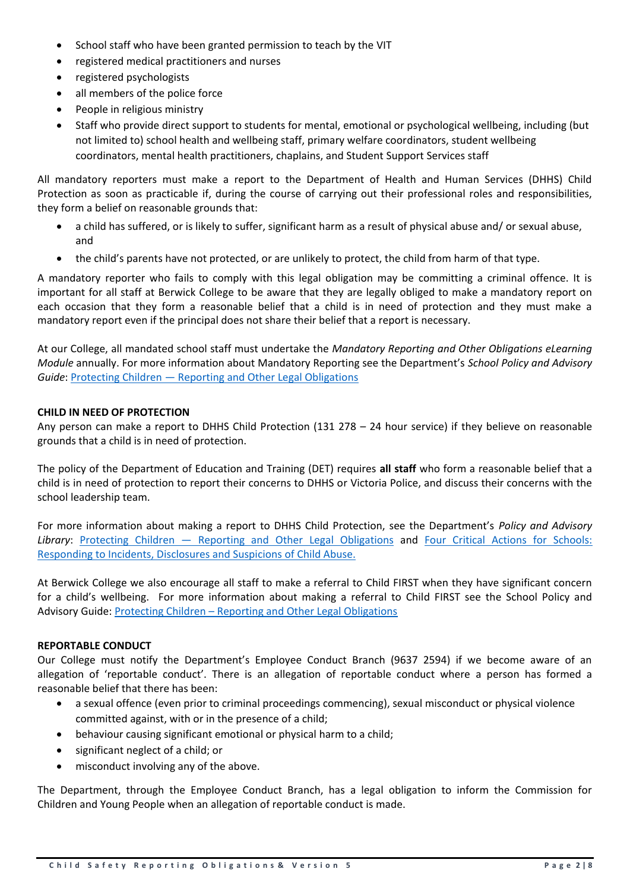- School staff who have been granted permission to teach by the VIT
- registered medical practitioners and nurses
- registered psychologists
- all members of the police force
- People in religious ministry
- Staff who provide direct support to students for mental, emotional or psychological wellbeing, including (but not limited to) school health and wellbeing staff, primary welfare coordinators, student wellbeing coordinators, mental health practitioners, chaplains, and Student Support Services staff

All mandatory reporters must make a report to the Department of Health and Human Services (DHHS) Child Protection as soon as practicable if, during the course of carrying out their professional roles and responsibilities, they form a belief on reasonable grounds that:

- a child has suffered, or is likely to suffer, significant harm as a result of physical abuse and/ or sexual abuse, and
- the child's parents have not protected, or are unlikely to protect, the child from harm of that type.

A mandatory reporter who fails to comply with this legal obligation may be committing a criminal offence. It is important for all staff at Berwick College to be aware that they are legally obliged to make a mandatory report on each occasion that they form a reasonable belief that a child is in need of protection and they must make a mandatory report even if the principal does not share their belief that a report is necessary.

At our College, all mandated school staff must undertake the *Mandatory Reporting and Other Obligations eLearning Module* annually. For more information about Mandatory Reporting see the Department's *School Policy and Advisory Guide*: Protecting Children — Reporting and Other Legal Obligations

**CHILD IN NEED OF PROTECTION**

Any person can make a report to DHHS Child Protection (131 278 – 24 hour service) if they believe on reasonable grounds that a child is in need of protection.

The policy of the Department of Education and Training (DET) requires **all staff** who form a reasonable belief that a child is in need of protection to report their concerns to DHHS or Victoria Police, and discuss their concerns with the school leadership team.

For more information about making a report to DHHS Child Protection, see the Department's *Policy and Advisory Library*: Protecting Children — Reporting and Other Legal Obligations and Four Critical Actions for Schools: Responding to Incidents, Disclosures and Suspicions of Child Abuse.

At Berwick College we also encourage all staff to make a referral to Child FIRST when they have significant concern for a child's wellbeing. For more information about making a referral to Child FIRST see the School Policy and Advisory Guide: Protecting Children – Reporting and Other Legal Obligations

**REPORTABLE CONDUCT**

Our College must notify the Department's Employee Conduct Branch (9637 2594) if we become aware of an allegation of 'reportable conduct'. There is an allegation of reportable conduct where a person has formed a reasonable belief that there has been:

- a sexual offence (even prior to criminal proceedings commencing), sexual misconduct or physical violence committed against, with or in the presence of a child;
- behaviour causing significant emotional or physical harm to a child;
- significant neglect of a child; or
- misconduct involving any of the above.

The Department, through the Employee Conduct Branch, has a legal obligation to inform the Commission for Children and Young People when an allegation of reportable conduct is made.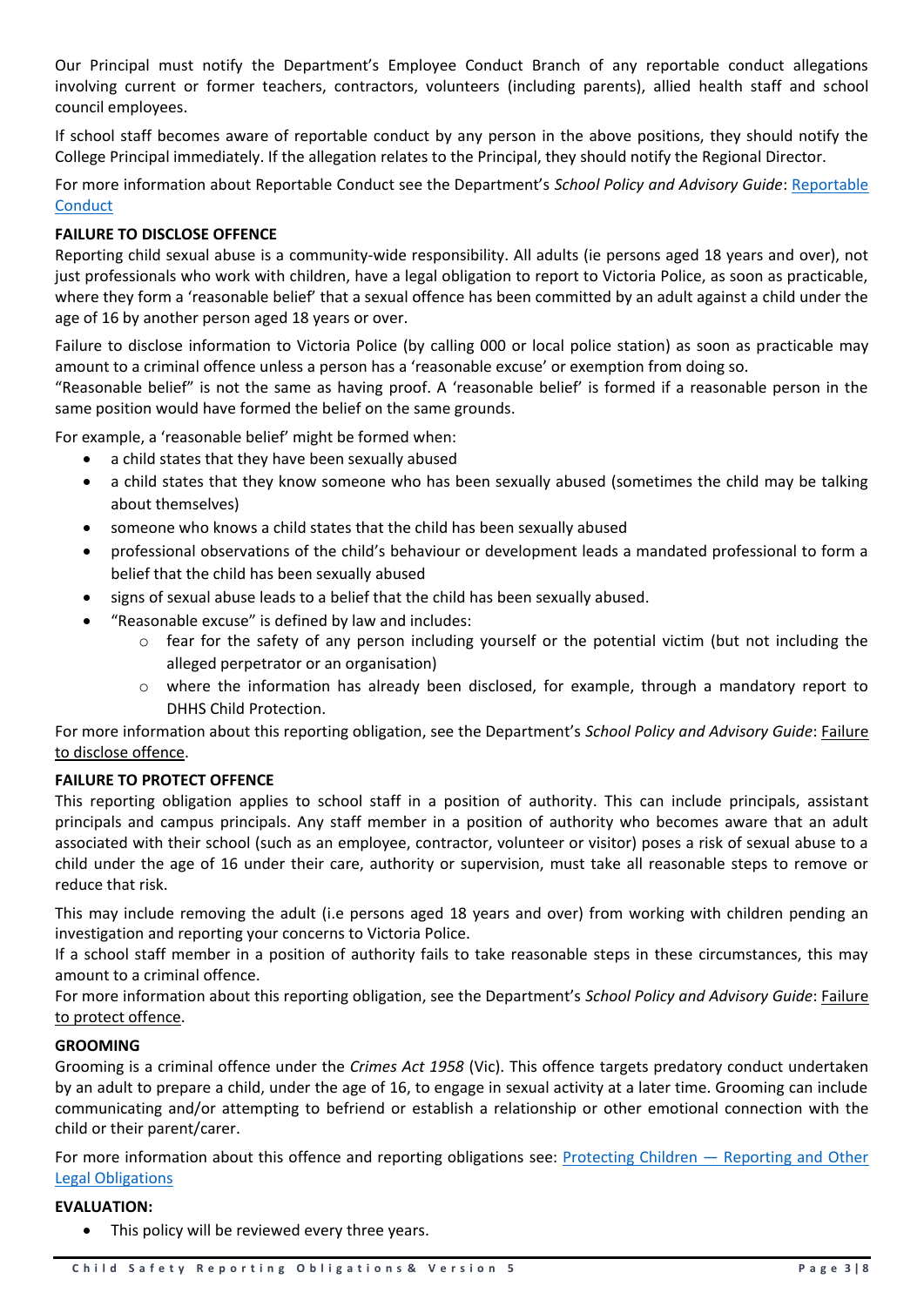Our Principal must notify the Department's Employee Conduct Branch of any reportable conduct allegations involving current or former teachers, contractors, volunteers (including parents), allied health staff and school council employees.

If school staff becomes aware of reportable conduct by any person in the above positions, they should notify the College Principal immediately. If the allegation relates to the Principal, they should notify the Regional Director.

For more information about Reportable Conduct see the Department's *School Policy and Advisory Guide*: [Reportable Conduct]()

**FAILURE TO DISCLOSE OFFENCE**

Reporting child sexual abuse is a community-wide responsibility. All adults (ie persons aged 18 years and over), not just professionals who work with children, have a legal obligation to report to Victoria Police, as soon as practicable, where they form a 'reasonable belief' that a sexual offence has been committed by an adult against a child under the age of 16 by another person aged 18 years or over.

Failure to disclose information to Victoria Police (by calling 000 or local police station) as soon as practicable may amount to a criminal offence unless a person has a 'reasonable excuse' or exemption from doing so.

"Reasonable belief" is not the same as having proof. A 'reasonable belief' is formed if a reasonable person in the same position would have formed the belief on the same grounds.

For example, a 'reasonable belief' might be formed when:

- a child states that they have been sexually abused
- a child states that they know someone who has been sexually abused (sometimes the child may be talking about themselves)
- someone who knows a child states that the child has been sexually abused
- professional observations of the child's behaviour or development leads a mandated professional to form a belief that the child has been sexually abused
- signs of sexual abuse leads to a belief that the child has been sexually abused.
- "Reasonable excuse" is defined by law and includes:
  - fear for the safety of any person including yourself or the potential victim (but not including the alleged perpetrator or an organisation)
  - where the information has already been disclosed, for example, through a mandatory report to DHHS Child Protection.

For more information about this reporting obligation, see the Department's *School Policy and Advisory Guide*: Failure to disclose offence.

**FAILURE TO PROTECT OFFENCE**

This reporting obligation applies to school staff in a position of authority. This can include principals, assistant principals and campus principals. Any staff member in a position of authority who becomes aware that an adult associated with their school (such as an employee, contractor, volunteer or visitor) poses a risk of sexual abuse to a child under the age of 16 under their care, authority or supervision, must take all reasonable steps to remove or reduce that risk.

This may include removing the adult (i.e persons aged 18 years and over) from working with children pending an investigation and reporting your concerns to Victoria Police.

If a school staff member in a position of authority fails to take reasonable steps in these circumstances, this may amount to a criminal offence.

For more information about this reporting obligation, see the Department's *School Policy and Advisory Guide*: Failure to protect offence.

**GROOMING**

Grooming is a criminal offence under the *Crimes Act 1958* (Vic). This offence targets predatory conduct undertaken by an adult to prepare a child, under the age of 16, to engage in sexual activity at a later time. Grooming can include communicating and/or attempting to befriend or establish a relationship or other emotional connection with the child or their parent/carer.

For more information about this offence and reporting obligations see: [Protecting Children — Reporting and Other Legal Obligations]()

**EVALUATION:**

- This policy will be reviewed every three years.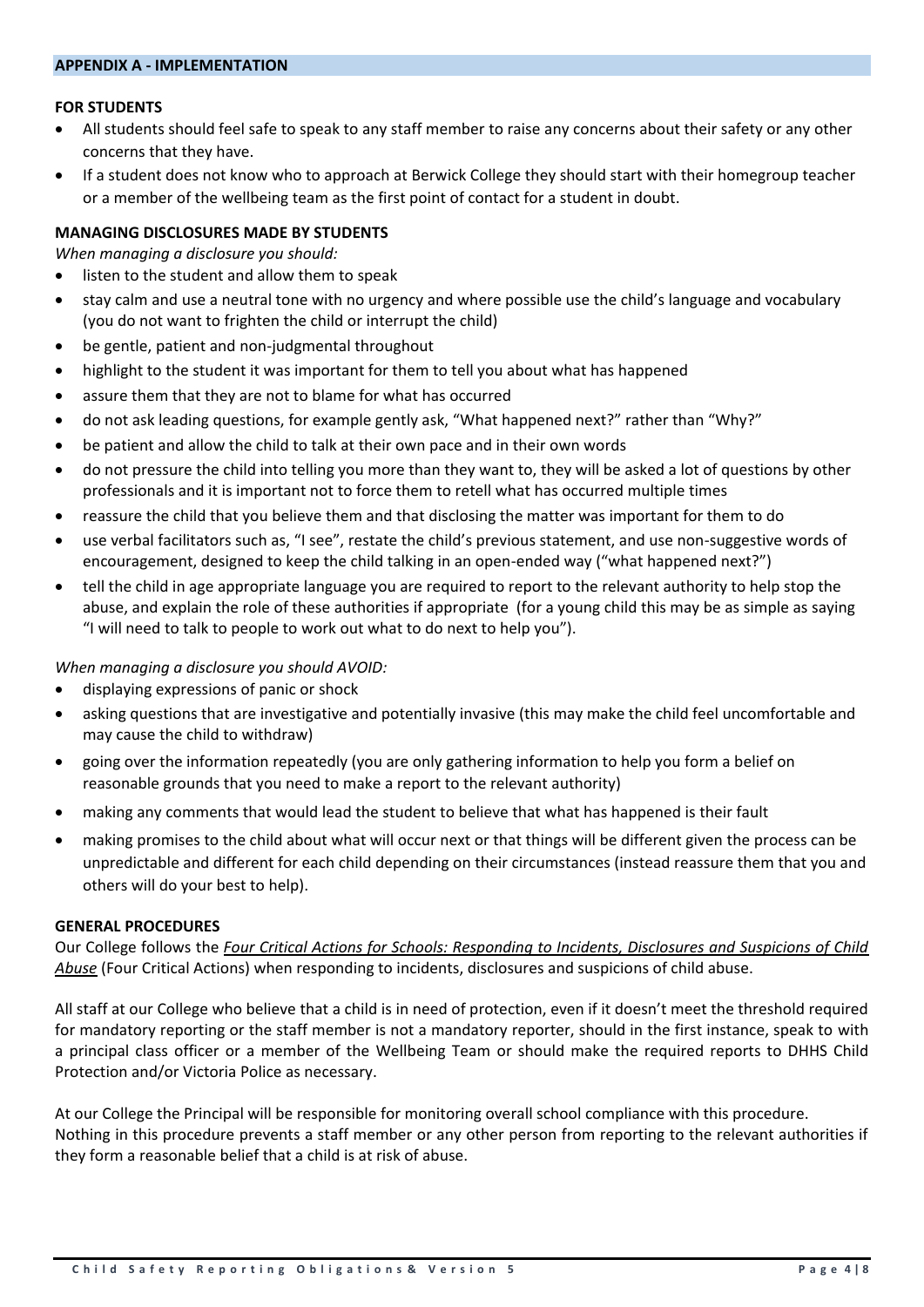## APPENDIX A - IMPLEMENTATION

**FOR STUDENTS**

- All students should feel safe to speak to any staff member to raise any concerns about their safety or any other concerns that they have.
- If a student does not know who to approach at Berwick College they should start with their homegroup teacher or a member of the wellbeing team as the first point of contact for a student in doubt.

**MANAGING DISCLOSURES MADE BY STUDENTS**

*When managing a disclosure you should:*

- listen to the student and allow them to speak
- stay calm and use a neutral tone with no urgency and where possible use the child's language and vocabulary (you do not want to frighten the child or interrupt the child)
- be gentle, patient and non-judgmental throughout
- highlight to the student it was important for them to tell you about what has happened
- assure them that they are not to blame for what has occurred
- do not ask leading questions, for example gently ask, "What happened next?" rather than "Why?"
- be patient and allow the child to talk at their own pace and in their own words
- do not pressure the child into telling you more than they want to, they will be asked a lot of questions by other professionals and it is important not to force them to retell what has occurred multiple times
- reassure the child that you believe them and that disclosing the matter was important for them to do
- use verbal facilitators such as, "I see", restate the child's previous statement, and use non-suggestive words of encouragement, designed to keep the child talking in an open-ended way ("what happened next?")
- tell the child in age appropriate language you are required to report to the relevant authority to help stop the abuse, and explain the role of these authorities if appropriate (for a young child this may be as simple as saying "I will need to talk to people to work out what to do next to help you").

*When managing a disclosure you should AVOID:*

- displaying expressions of panic or shock
- asking questions that are investigative and potentially invasive (this may make the child feel uncomfortable and may cause the child to withdraw)
- going over the information repeatedly (you are only gathering information to help you form a belief on reasonable grounds that you need to make a report to the relevant authority)
- making any comments that would lead the student to believe that what has happened is their fault
- making promises to the child about what will occur next or that things will be different given the process can be unpredictable and different for each child depending on their circumstances (instead reassure them that you and others will do your best to help).

**GENERAL PROCEDURES**

Our College follows the *Four Critical Actions for Schools: Responding to Incidents, Disclosures and Suspicions of Child Abuse* (Four Critical Actions) when responding to incidents, disclosures and suspicions of child abuse.

All staff at our College who believe that a child is in need of protection, even if it doesn't meet the threshold required for mandatory reporting or the staff member is not a mandatory reporter, should in the first instance, speak to with a principal class officer or a member of the Wellbeing Team or should make the required reports to DHHS Child Protection and/or Victoria Police as necessary.

At our College the Principal will be responsible for monitoring overall school compliance with this procedure.
Nothing in this procedure prevents a staff member or any other person from reporting to the relevant authorities if they form a reasonable belief that a child is at risk of abuse.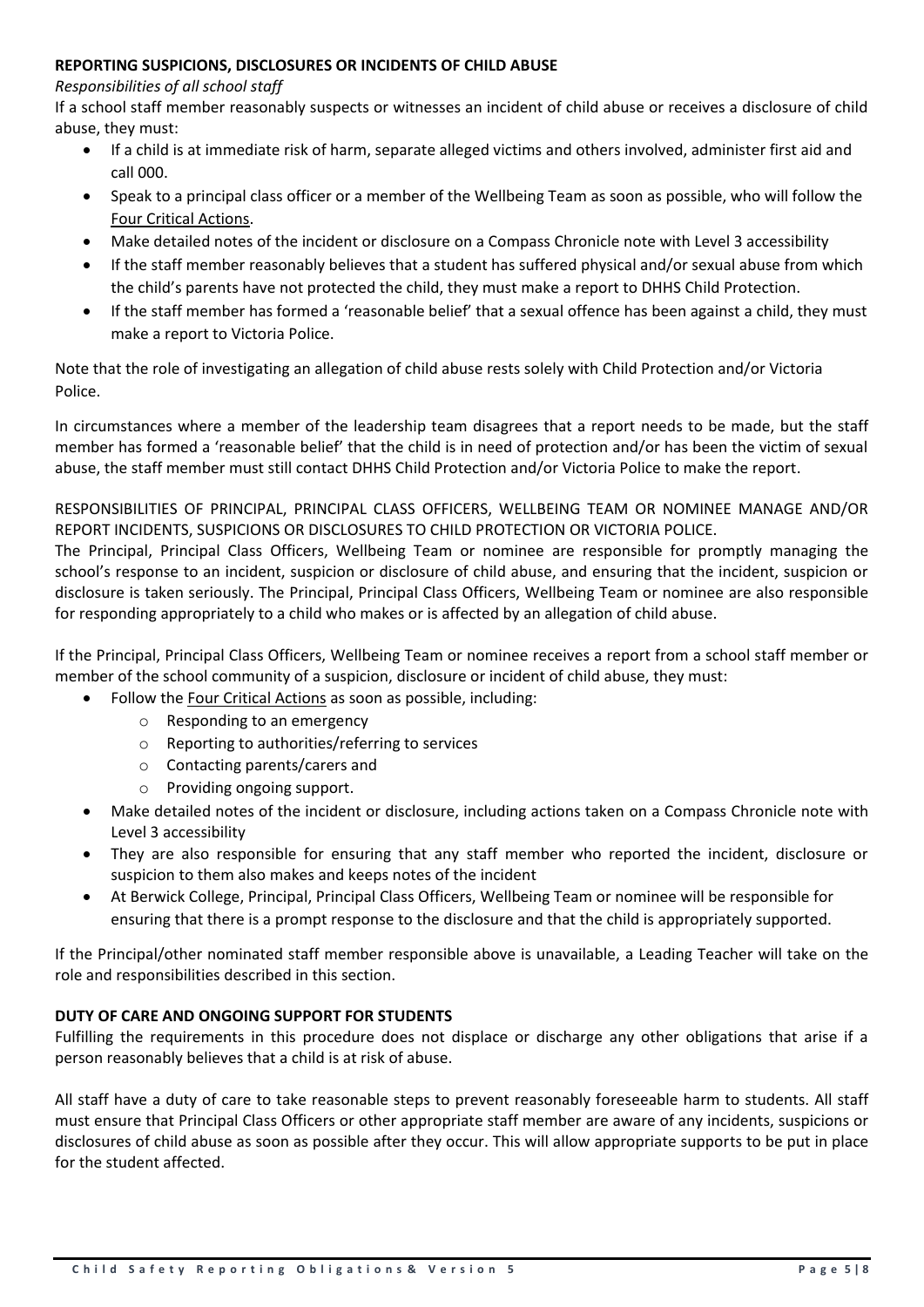**REPORTING SUSPICIONS, DISCLOSURES OR INCIDENTS OF CHILD ABUSE**

*Responsibilities of all school staff*

If a school staff member reasonably suspects or witnesses an incident of child abuse or receives a disclosure of child abuse, they must:

- If a child is at immediate risk of harm, separate alleged victims and others involved, administer first aid and call 000.
- Speak to a principal class officer or a member of the Wellbeing Team as soon as possible, who will follow the Four Critical Actions.
- Make detailed notes of the incident or disclosure on a Compass Chronicle note with Level 3 accessibility
- If the staff member reasonably believes that a student has suffered physical and/or sexual abuse from which the child's parents have not protected the child, they must make a report to DHHS Child Protection.
- If the staff member has formed a 'reasonable belief' that a sexual offence has been against a child, they must make a report to Victoria Police.

Note that the role of investigating an allegation of child abuse rests solely with Child Protection and/or Victoria Police.

In circumstances where a member of the leadership team disagrees that a report needs to be made, but the staff member has formed a 'reasonable belief' that the child is in need of protection and/or has been the victim of sexual abuse, the staff member must still contact DHHS Child Protection and/or Victoria Police to make the report.

RESPONSIBILITIES OF PRINCIPAL, PRINCIPAL CLASS OFFICERS, WELLBEING TEAM OR NOMINEE MANAGE AND/OR REPORT INCIDENTS, SUSPICIONS OR DISCLOSURES TO CHILD PROTECTION OR VICTORIA POLICE.

The Principal, Principal Class Officers, Wellbeing Team or nominee are responsible for promptly managing the school's response to an incident, suspicion or disclosure of child abuse, and ensuring that the incident, suspicion or disclosure is taken seriously. The Principal, Principal Class Officers, Wellbeing Team or nominee are also responsible for responding appropriately to a child who makes or is affected by an allegation of child abuse.

If the Principal, Principal Class Officers, Wellbeing Team or nominee receives a report from a school staff member or member of the school community of a suspicion, disclosure or incident of child abuse, they must:

- Follow the Four Critical Actions as soon as possible, including:
  - Responding to an emergency
  - Reporting to authorities/referring to services
  - Contacting parents/carers and
  - Providing ongoing support.
- Make detailed notes of the incident or disclosure, including actions taken on a Compass Chronicle note with Level 3 accessibility
- They are also responsible for ensuring that any staff member who reported the incident, disclosure or suspicion to them also makes and keeps notes of the incident
- At Berwick College, Principal, Principal Class Officers, Wellbeing Team or nominee will be responsible for ensuring that there is a prompt response to the disclosure and that the child is appropriately supported.

If the Principal/other nominated staff member responsible above is unavailable, a Leading Teacher will take on the role and responsibilities described in this section.

**DUTY OF CARE AND ONGOING SUPPORT FOR STUDENTS**

Fulfilling the requirements in this procedure does not displace or discharge any other obligations that arise if a person reasonably believes that a child is at risk of abuse.

All staff have a duty of care to take reasonable steps to prevent reasonably foreseeable harm to students. All staff must ensure that Principal Class Officers or other appropriate staff member are aware of any incidents, suspicions or disclosures of child abuse as soon as possible after they occur. This will allow appropriate supports to be put in place for the student affected.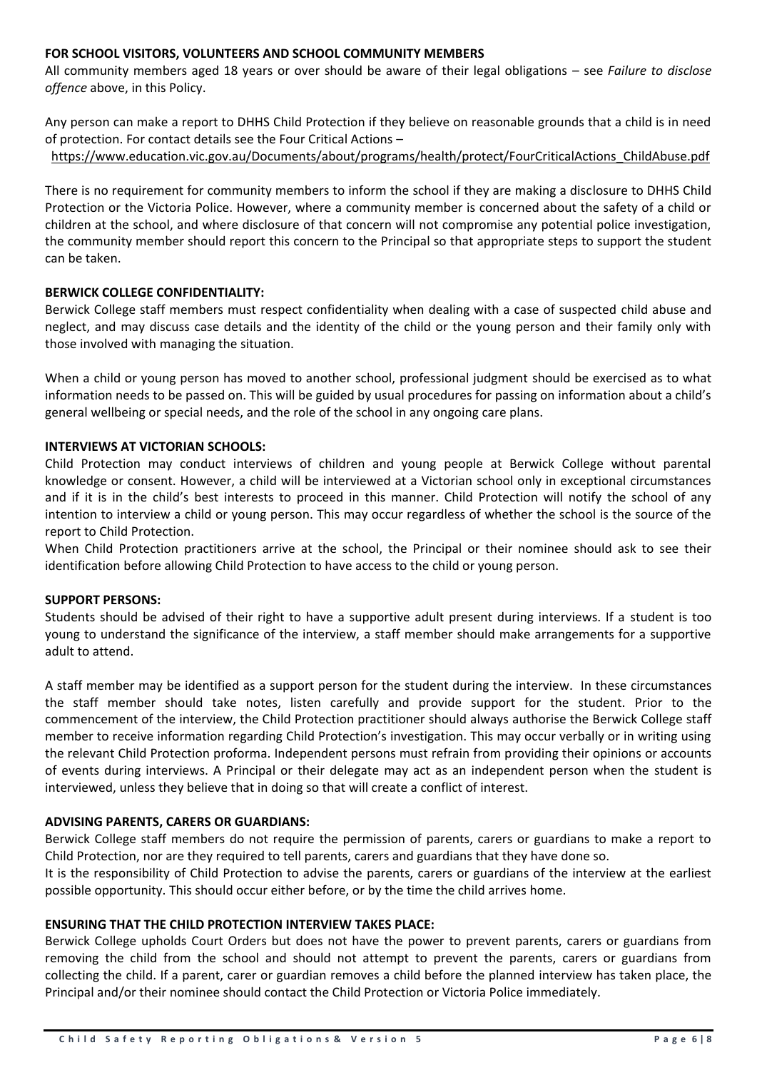**FOR SCHOOL VISITORS, VOLUNTEERS AND SCHOOL COMMUNITY MEMBERS**

All community members aged 18 years or over should be aware of their legal obligations – see *Failure to disclose offence* above, in this Policy.

Any person can make a report to DHHS Child Protection if they believe on reasonable grounds that a child is in need of protection. For contact details see the Four Critical Actions – https://www.education.vic.gov.au/Documents/about/programs/health/protect/FourCriticalActions_ChildAbuse.pdf

There is no requirement for community members to inform the school if they are making a disclosure to DHHS Child Protection or the Victoria Police. However, where a community member is concerned about the safety of a child or children at the school, and where disclosure of that concern will not compromise any potential police investigation, the community member should report this concern to the Principal so that appropriate steps to support the student can be taken.

**BERWICK COLLEGE CONFIDENTIALITY:**

Berwick College staff members must respect confidentiality when dealing with a case of suspected child abuse and neglect, and may discuss case details and the identity of the child or the young person and their family only with those involved with managing the situation.

When a child or young person has moved to another school, professional judgment should be exercised as to what information needs to be passed on. This will be guided by usual procedures for passing on information about a child's general wellbeing or special needs, and the role of the school in any ongoing care plans.

**INTERVIEWS AT VICTORIAN SCHOOLS:**

Child Protection may conduct interviews of children and young people at Berwick College without parental knowledge or consent. However, a child will be interviewed at a Victorian school only in exceptional circumstances and if it is in the child's best interests to proceed in this manner. Child Protection will notify the school of any intention to interview a child or young person. This may occur regardless of whether the school is the source of the report to Child Protection.

When Child Protection practitioners arrive at the school, the Principal or their nominee should ask to see their identification before allowing Child Protection to have access to the child or young person.

**SUPPORT PERSONS:**

Students should be advised of their right to have a supportive adult present during interviews. If a student is too young to understand the significance of the interview, a staff member should make arrangements for a supportive adult to attend.

A staff member may be identified as a support person for the student during the interview. In these circumstances the staff member should take notes, listen carefully and provide support for the student. Prior to the commencement of the interview, the Child Protection practitioner should always authorise the Berwick College staff member to receive information regarding Child Protection's investigation. This may occur verbally or in writing using the relevant Child Protection proforma. Independent persons must refrain from providing their opinions or accounts of events during interviews. A Principal or their delegate may act as an independent person when the student is interviewed, unless they believe that in doing so that will create a conflict of interest.

**ADVISING PARENTS, CARERS OR GUARDIANS:**

Berwick College staff members do not require the permission of parents, carers or guardians to make a report to Child Protection, nor are they required to tell parents, carers and guardians that they have done so.

It is the responsibility of Child Protection to advise the parents, carers or guardians of the interview at the earliest possible opportunity. This should occur either before, or by the time the child arrives home.

**ENSURING THAT THE CHILD PROTECTION INTERVIEW TAKES PLACE:**

Berwick College upholds Court Orders but does not have the power to prevent parents, carers or guardians from removing the child from the school and should not attempt to prevent the parents, carers or guardians from collecting the child. If a parent, carer or guardian removes a child before the planned interview has taken place, the Principal and/or their nominee should contact the Child Protection or Victoria Police immediately.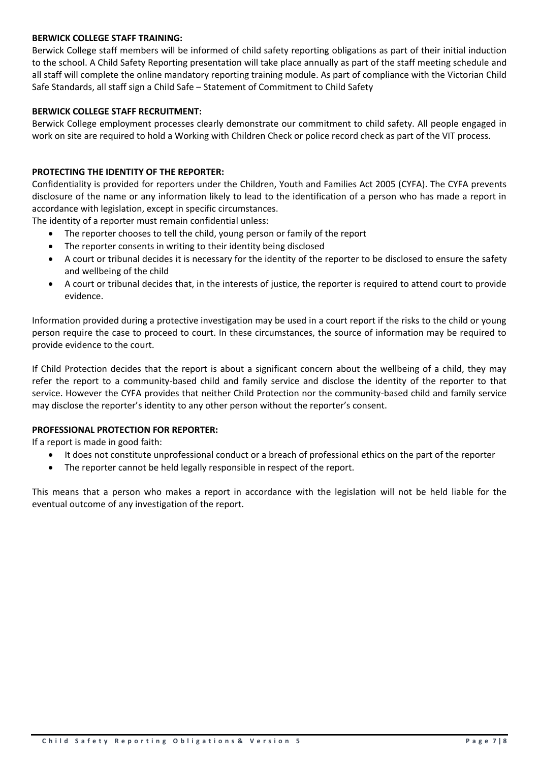**BERWICK COLLEGE STAFF TRAINING:**

Berwick College staff members will be informed of child safety reporting obligations as part of their initial induction to the school. A Child Safety Reporting presentation will take place annually as part of the staff meeting schedule and all staff will complete the online mandatory reporting training module. As part of compliance with the Victorian Child Safe Standards, all staff sign a Child Safe – Statement of Commitment to Child Safety

**BERWICK COLLEGE STAFF RECRUITMENT:**

Berwick College employment processes clearly demonstrate our commitment to child safety. All people engaged in work on site are required to hold a Working with Children Check or police record check as part of the VIT process.

**PROTECTING THE IDENTITY OF THE REPORTER:**

Confidentiality is provided for reporters under the Children, Youth and Families Act 2005 (CYFA). The CYFA prevents disclosure of the name or any information likely to lead to the identification of a person who has made a report in accordance with legislation, except in specific circumstances.

The identity of a reporter must remain confidential unless:

- The reporter chooses to tell the child, young person or family of the report
- The reporter consents in writing to their identity being disclosed
- A court or tribunal decides it is necessary for the identity of the reporter to be disclosed to ensure the safety and wellbeing of the child
- A court or tribunal decides that, in the interests of justice, the reporter is required to attend court to provide evidence.

Information provided during a protective investigation may be used in a court report if the risks to the child or young person require the case to proceed to court. In these circumstances, the source of information may be required to provide evidence to the court.

If Child Protection decides that the report is about a significant concern about the wellbeing of a child, they may refer the report to a community-based child and family service and disclose the identity of the reporter to that service. However the CYFA provides that neither Child Protection nor the community-based child and family service may disclose the reporter's identity to any other person without the reporter's consent.

**PROFESSIONAL PROTECTION FOR REPORTER:**

If a report is made in good faith:

- It does not constitute unprofessional conduct or a breach of professional ethics on the part of the reporter
- The reporter cannot be held legally responsible in respect of the report.

This means that a person who makes a report in accordance with the legislation will not be held liable for the eventual outcome of any investigation of the report.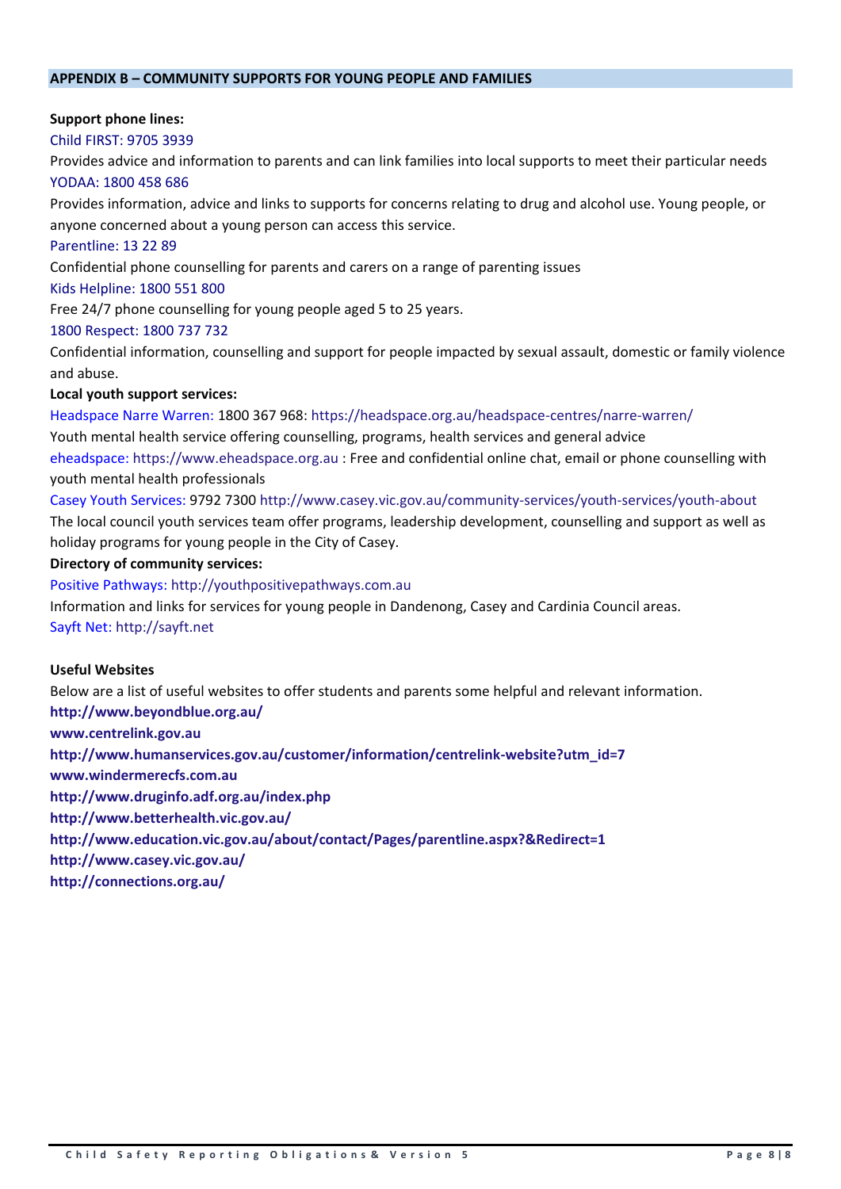## APPENDIX B – COMMUNITY SUPPORTS FOR YOUNG PEOPLE AND FAMILIES

**Support phone lines:**

Child FIRST: 9705 3939

Provides advice and information to parents and can link families into local supports to meet their particular needs

YODAA: 1800 458 686

Provides information, advice and links to supports for concerns relating to drug and alcohol use. Young people, or anyone concerned about a young person can access this service.

Parentline: 13 22 89

Confidential phone counselling for parents and carers on a range of parenting issues

Kids Helpline: 1800 551 800

Free 24/7 phone counselling for young people aged 5 to 25 years.

1800 Respect: 1800 737 732

Confidential information, counselling and support for people impacted by sexual assault, domestic or family violence and abuse.

**Local youth support services:**

Headspace Narre Warren: 1800 367 968: https://headspace.org.au/headspace-centres/narre-warren/

Youth mental health service offering counselling, programs, health services and general advice

eheadspace: https://www.eheadspace.org.au : Free and confidential online chat, email or phone counselling with youth mental health professionals

Casey Youth Services: 9792 7300 http://www.casey.vic.gov.au/community-services/youth-services/youth-about

The local council youth services team offer programs, leadership development, counselling and support as well as holiday programs for young people in the City of Casey.

**Directory of community services:**

Positive Pathways: http://youthpositivepathways.com.au

Information and links for services for young people in Dandenong, Casey and Cardinia Council areas.

Sayft Net: http://sayft.net

**Useful Websites**

Below are a list of useful websites to offer students and parents some helpful and relevant information.

**http://www.beyondblue.org.au/**

**www.centrelink.gov.au**

**http://www.humanservices.gov.au/customer/information/centrelink-website?utm_id=7**

**www.windermerecfs.com.au**

**http://www.druginfo.adf.org.au/index.php**

**http://www.betterhealth.vic.gov.au/**

**http://www.education.vic.gov.au/about/contact/Pages/parentline.aspx?&Redirect=1**

**http://www.casey.vic.gov.au/**

**http://connections.org.au/**